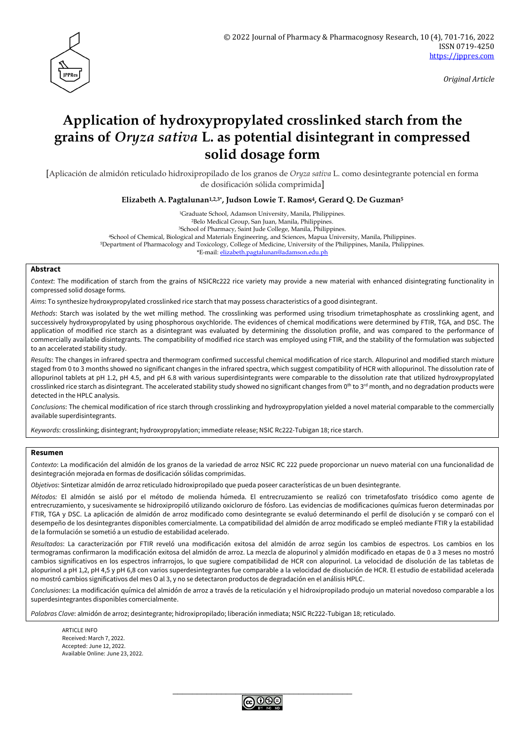*Original Article*

# Application of hydroxypropylated crosslinked starch from the grains of *Oryza sativa* L. as potential disintegrant in compressed solid dosage form

[Aplicación de almidón reticulado hidroxipropilado de los granos de *Oryza sativa* L. como desintegrante potencial en forma de dosificación sólida comprimida]

**Elizabeth A. Pagtalunan[1,2,3]*, Judson Lowie T. Ramos[4], Gerard Q. De Guzman[5]**

[1]Graduate School, Adamson University, Manila, Philippines.
[2]Belo Medical Group, San Juan, Manila, Philippines.
[3]School of Pharmacy, Saint Jude College, Manila, Philippines.
[4]School of Chemical, Biological and Materials Engineering, and Sciences, Mapua University, Manila, Philippines.
[5]Department of Pharmacology and Toxicology, College of Medicine, University of the Philippines, Manila, Philippines.
*E-mail: elizabeth.pagtalunan@adamson.edu.ph

## Abstract

*Context*: The modification of starch from the grains of NSICRc222 rice variety may provide a new material with enhanced disintegrating functionality in compressed solid dosage forms.

*Aims*: To synthesize hydroxypropylated crosslinked rice starch that may possess characteristics of a good disintegrant.

*Methods*: Starch was isolated by the wet milling method. The crosslinking was performed using trisodium trimetaphosphate as crosslinking agent, and successively hydroxypropylated by using phosphorous oxychloride. The evidences of chemical modifications were determined by FTIR, TGA, and DSC. The application of modified rice starch as a disintegrant was evaluated by determining the dissolution profile, and was compared to the performance of commercially available disintegrants. The compatibility of modified rice starch was employed using FTIR, and the stability of the formulation was subjected to an accelerated stability study.

*Results*: The changes in infrared spectra and thermogram confirmed successful chemical modification of rice starch. Allopurinol and modified starch mixture staged from 0 to 3 months showed no significant changes in the infrared spectra, which suggest compatibility of HCR with allopurinol. The dissolution rate of allopurinol tablets at pH 1.2, pH 4.5, and pH 6.8 with various superdisintegrants were comparable to the dissolution rate that utilized hydroxypropylated crosslinked rice starch as disintegrant. The accelerated stability study showed no significant changes from 0th to 3rd month, and no degradation products were detected in the HPLC analysis.

*Conclusions*: The chemical modification of rice starch through crosslinking and hydroxypropylation yielded a novel material comparable to the commercially available superdisintegrants.

*Keywords*: crosslinking; disintegrant; hydroxypropylation; immediate release; NSIC Rc222-Tubigan 18; rice starch.

## Resumen

*Contexto*: La modificación del almidón de los granos de la variedad de arroz NSIC RC 222 puede proporcionar un nuevo material con una funcionalidad de desintegración mejorada en formas de dosificación sólidas comprimidas.

*Objetivos*: Sintetizar almidón de arroz reticulado hidroxipropilado que pueda poseer características de un buen desintegrante.

*Métodos:* El almidón se aisló por el método de molienda húmeda. El entrecruzamiento se realizó con trimetafosfato trisódico como agente de entrecruzamiento, y sucesivamente se hidroxipropiló utilizando oxicloruro de fósforo. Las evidencias de modificaciones químicas fueron determinadas por FTIR, TGA y DSC. La aplicación de almidón de arroz modificado como desintegrante se evaluó determinando el perfil de disolución y se comparó con el desempeño de los desintegrantes disponibles comercialmente. La compatibilidad del almidón de arroz modificado se empleó mediante FTIR y la estabilidad de la formulación se sometió a un estudio de estabilidad acelerado.

*Resultados*: La caracterización por FTIR reveló una modificación exitosa del almidón de arroz según los cambios de espectros. Los cambios en los termogramas confirmaron la modificación exitosa del almidón de arroz. La mezcla de alopurinol y almidón modificado en etapas de 0 a 3 meses no mostró cambios significativos en los espectros infrarrojos, lo que sugiere compatibilidad de HCR con alopurinol. La velocidad de disolución de las tabletas de alopurinol a pH 1,2, pH 4,5 y pH 6,8 con varios superdesintegrantes fue comparable a la velocidad de disolución de HCR. El estudio de estabilidad acelerada no mostró cambios significativos del mes O al 3, y no se detectaron productos de degradación en el análisis HPLC.

*Conclusiones*: La modificación química del almidón de arroz a través de la reticulación y el hidroxipropilado produjo un material novedoso comparable a los superdesintegrantes disponibles comercialmente.

*Palabras Clave*: almidón de arroz; desintegrante; hidroxipropilado; liberación inmediata; NSIC Rc222-Tubigan 18; reticulado.

ARTICLE INFO
Received: March 7, 2022.
Accepted: June 12, 2022.
Available Online: June 23, 2022.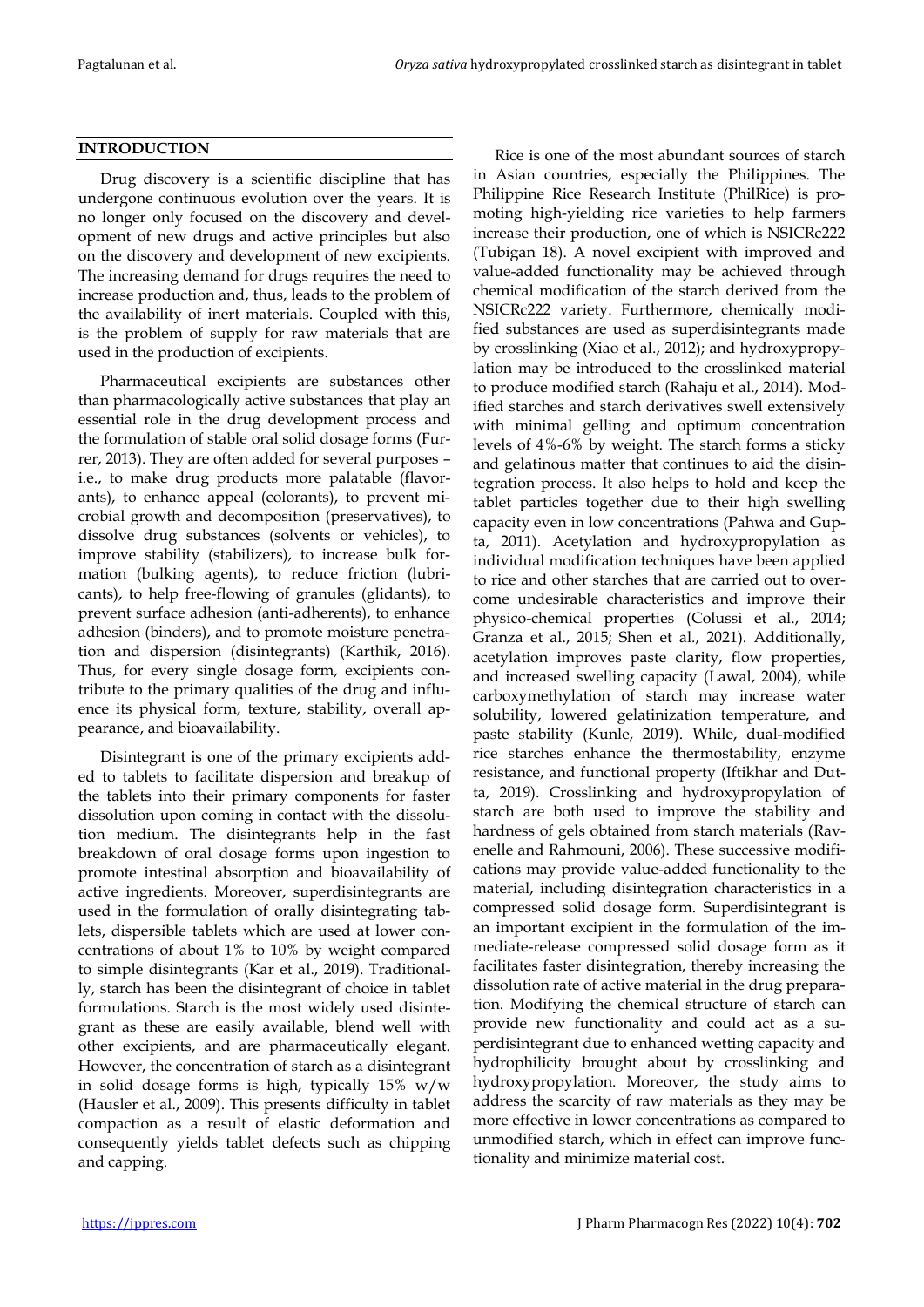## INTRODUCTION

Drug discovery is a scientific discipline that has undergone continuous evolution over the years. It is no longer only focused on the discovery and development of new drugs and active principles but also on the discovery and development of new excipients. The increasing demand for drugs requires the need to increase production and, thus, leads to the problem of the availability of inert materials. Coupled with this, is the problem of supply for raw materials that are used in the production of excipients.

Pharmaceutical excipients are substances other than pharmacologically active substances that play an essential role in the drug development process and the formulation of stable oral solid dosage forms (Furrer, 2013). They are often added for several purposes – i.e., to make drug products more palatable (flavorants), to enhance appeal (colorants), to prevent microbial growth and decomposition (preservatives), to dissolve drug substances (solvents or vehicles), to improve stability (stabilizers), to increase bulk formation (bulking agents), to reduce friction (lubricants), to help free-flowing of granules (glidants), to prevent surface adhesion (anti-adherents), to enhance adhesion (binders), and to promote moisture penetration and dispersion (disintegrants) (Karthik, 2016). Thus, for every single dosage form, excipients contribute to the primary qualities of the drug and influence its physical form, texture, stability, overall appearance, and bioavailability.

Disintegrant is one of the primary excipients added to tablets to facilitate dispersion and breakup of the tablets into their primary components for faster dissolution upon coming in contact with the dissolution medium. The disintegrants help in the fast breakdown of oral dosage forms upon ingestion to promote intestinal absorption and bioavailability of active ingredients. Moreover, superdisintegrants are used in the formulation of orally disintegrating tablets, dispersible tablets which are used at lower concentrations of about 1% to 10% by weight compared to simple disintegrants (Kar et al., 2019). Traditionally, starch has been the disintegrant of choice in tablet formulations. Starch is the most widely used disintegrant as these are easily available, blend well with other excipients, and are pharmaceutically elegant. However, the concentration of starch as a disintegrant in solid dosage forms is high, typically 15% w/w (Hausler et al., 2009). This presents difficulty in tablet compaction as a result of elastic deformation and consequently yields tablet defects such as chipping and capping.

Rice is one of the most abundant sources of starch in Asian countries, especially the Philippines. The Philippine Rice Research Institute (PhilRice) is promoting high-yielding rice varieties to help farmers increase their production, one of which is NSICRc222 (Tubigan 18). A novel excipient with improved and value-added functionality may be achieved through chemical modification of the starch derived from the NSICRc222 variety. Furthermore, chemically modified substances are used as superdisintegrants made by crosslinking (Xiao et al., 2012); and hydroxypropylation may be introduced to the crosslinked material to produce modified starch (Rahaju et al., 2014). Modified starches and starch derivatives swell extensively with minimal gelling and optimum concentration levels of 4%-6% by weight. The starch forms a sticky and gelatinous matter that continues to aid the disintegration process. It also helps to hold and keep the tablet particles together due to their high swelling capacity even in low concentrations (Pahwa and Gupta, 2011). Acetylation and hydroxypropylation as individual modification techniques have been applied to rice and other starches that are carried out to overcome undesirable characteristics and improve their physico-chemical properties (Colussi et al., 2014; Granza et al., 2015; Shen et al., 2021). Additionally, acetylation improves paste clarity, flow properties, and increased swelling capacity (Lawal, 2004), while carboxymethylation of starch may increase water solubility, lowered gelatinization temperature, and paste stability (Kunle, 2019). While, dual-modified rice starches enhance the thermostability, enzyme resistance, and functional property (Iftikhar and Dutta, 2019). Crosslinking and hydroxypropylation of starch are both used to improve the stability and hardness of gels obtained from starch materials (Ravenelle and Rahmouni, 2006). These successive modifications may provide value-added functionality to the material, including disintegration characteristics in a compressed solid dosage form. Superdisintegrant is an important excipient in the formulation of the immediate-release compressed solid dosage form as it facilitates faster disintegration, thereby increasing the dissolution rate of active material in the drug preparation. Modifying the chemical structure of starch can provide new functionality and could act as a superdisintegrant due to enhanced wetting capacity and hydrophilicity brought about by crosslinking and hydroxypropylation. Moreover, the study aims to address the scarcity of raw materials as they may be more effective in lower concentrations as compared to unmodified starch, which in effect can improve functionality and minimize material cost.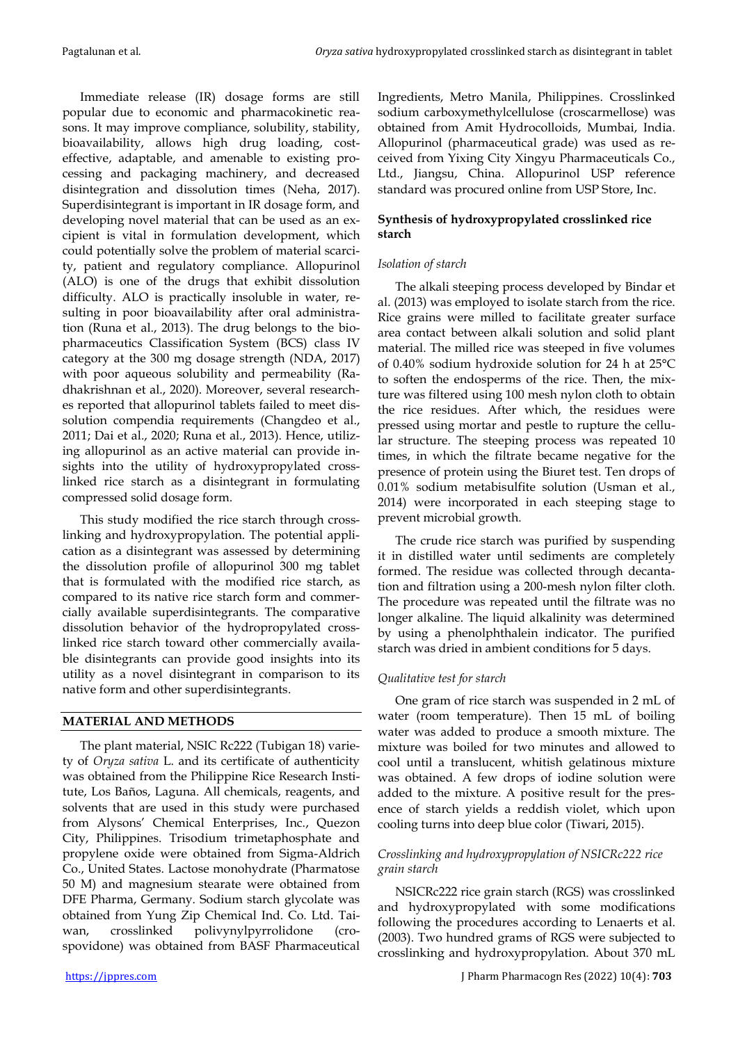Immediate release (IR) dosage forms are still popular due to economic and pharmacokinetic reasons. It may improve compliance, solubility, stability, bioavailability, allows high drug loading, cost-effective, adaptable, and amenable to existing processing and packaging machinery, and decreased disintegration and dissolution times (Neha, 2017). Superdisintegrant is important in IR dosage form, and developing novel material that can be used as an excipient is vital in formulation development, which could potentially solve the problem of material scarcity, patient and regulatory compliance. Allopurinol (ALO) is one of the drugs that exhibit dissolution difficulty. ALO is practically insoluble in water, resulting in poor bioavailability after oral administration (Runa et al., 2013). The drug belongs to the biopharmaceutics Classification System (BCS) class IV category at the 300 mg dosage strength (NDA, 2017) with poor aqueous solubility and permeability (Radhakrishnan et al., 2020). Moreover, several researches reported that allopurinol tablets failed to meet dissolution compendia requirements (Changdeo et al., 2011; Dai et al., 2020; Runa et al., 2013). Hence, utilizing allopurinol as an active material can provide insights into the utility of hydroxypropylated crosslinked rice starch as a disintegrant in formulating compressed solid dosage form.

This study modified the rice starch through crosslinking and hydroxypropylation. The potential application as a disintegrant was assessed by determining the dissolution profile of allopurinol 300 mg tablet that is formulated with the modified rice starch, as compared to its native rice starch form and commercially available superdisintegrants. The comparative dissolution behavior of the hydropropylated crosslinked rice starch toward other commercially available disintegrants can provide good insights into its utility as a novel disintegrant in comparison to its native form and other superdisintegrants.

## MATERIAL AND METHODS

The plant material, NSIC Rc222 (Tubigan 18) variety of *Oryza sativa* L. and its certificate of authenticity was obtained from the Philippine Rice Research Institute, Los Baños, Laguna. All chemicals, reagents, and solvents that are used in this study were purchased from Alysons' Chemical Enterprises, Inc., Quezon City, Philippines. Trisodium trimetaphosphate and propylene oxide were obtained from Sigma-Aldrich Co., United States. Lactose monohydrate (Pharmatose 50 M) and magnesium stearate were obtained from DFE Pharma, Germany. Sodium starch glycolate was obtained from Yung Zip Chemical Ind. Co. Ltd. Taiwan, crosslinked polivynylpyrrolidone (crospovidone) was obtained from BASF Pharmaceutical Ingredients, Metro Manila, Philippines. Crosslinked sodium carboxymethylcellulose (croscarmellose) was obtained from Amit Hydrocolloids, Mumbai, India. Allopurinol (pharmaceutical grade) was used as received from Yixing City Xingyu Pharmaceuticals Co., Ltd., Jiangsu, China. Allopurinol USP reference standard was procured online from USP Store, Inc.

### Synthesis of hydroxypropylated crosslinked rice starch

#### *Isolation of starch*

The alkali steeping process developed by Bindar et al. (2013) was employed to isolate starch from the rice. Rice grains were milled to facilitate greater surface area contact between alkali solution and solid plant material. The milled rice was steeped in five volumes of 0.40% sodium hydroxide solution for 24 h at 25°C to soften the endosperms of the rice. Then, the mixture was filtered using 100 mesh nylon cloth to obtain the rice residues. After which, the residues were pressed using mortar and pestle to rupture the cellular structure. The steeping process was repeated 10 times, in which the filtrate became negative for the presence of protein using the Biuret test. Ten drops of 0.01% sodium metabisulfite solution (Usman et al., 2014) were incorporated in each steeping stage to prevent microbial growth.

The crude rice starch was purified by suspending it in distilled water until sediments are completely formed. The residue was collected through decantation and filtration using a 200-mesh nylon filter cloth. The procedure was repeated until the filtrate was no longer alkaline. The liquid alkalinity was determined by using a phenolphthalein indicator. The purified starch was dried in ambient conditions for 5 days.

#### *Qualitative test for starch*

One gram of rice starch was suspended in 2 mL of water (room temperature). Then 15 mL of boiling water was added to produce a smooth mixture. The mixture was boiled for two minutes and allowed to cool until a translucent, whitish gelatinous mixture was obtained. A few drops of iodine solution were added to the mixture. A positive result for the presence of starch yields a reddish violet, which upon cooling turns into deep blue color (Tiwari, 2015).

#### *Crosslinking and hydroxypropylation of NSICRc222 rice grain starch*

NSICRc222 rice grain starch (RGS) was crosslinked and hydroxypropylated with some modifications following the procedures according to Lenaerts et al. (2003). Two hundred grams of RGS were subjected to crosslinking and hydroxypropylation. About 370 mL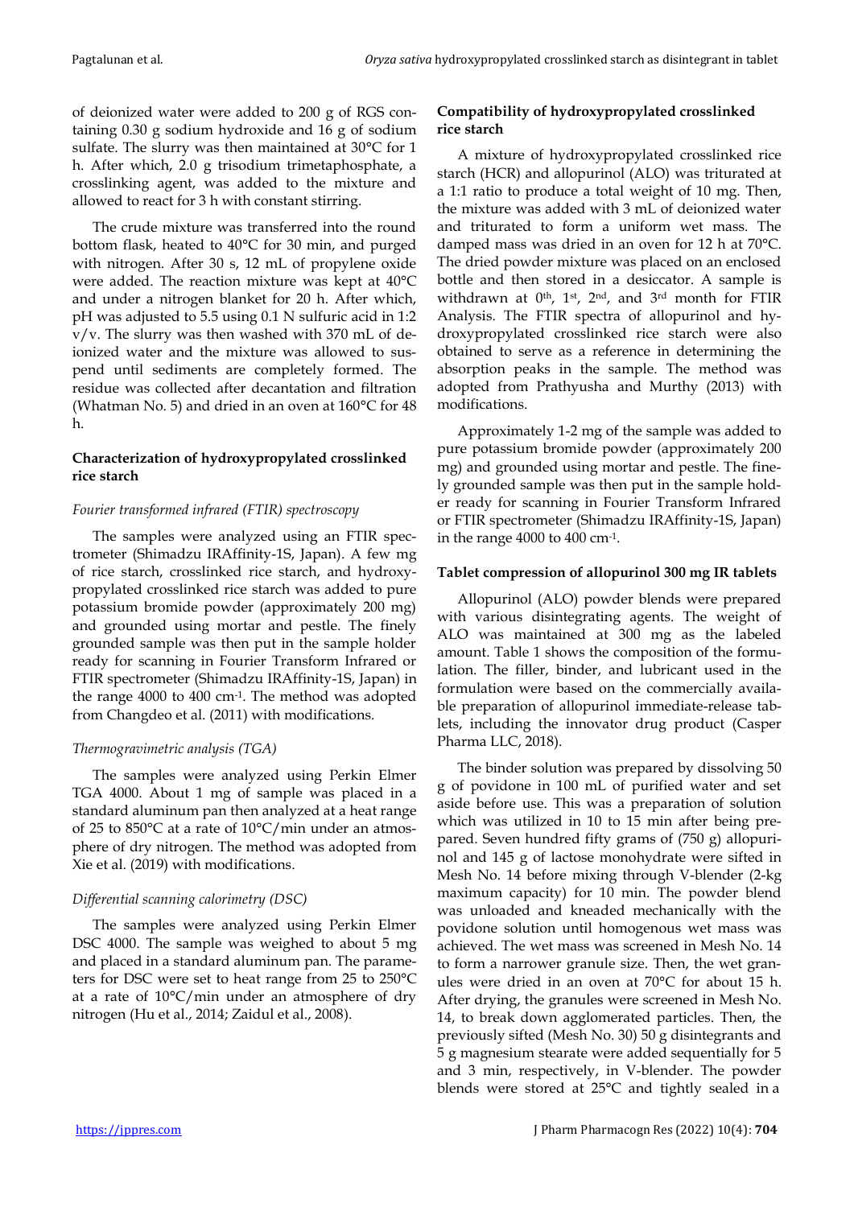of deionized water were added to 200 g of RGS containing 0.30 g sodium hydroxide and 16 g of sodium sulfate. The slurry was then maintained at 30°C for 1 h. After which, 2.0 g trisodium trimetaphosphate, a crosslinking agent, was added to the mixture and allowed to react for 3 h with constant stirring.

The crude mixture was transferred into the round bottom flask, heated to 40°C for 30 min, and purged with nitrogen. After 30 s, 12 mL of propylene oxide were added. The reaction mixture was kept at 40°C and under a nitrogen blanket for 20 h. After which, pH was adjusted to 5.5 using 0.1 N sulfuric acid in 1:2 v/v. The slurry was then washed with 370 mL of deionized water and the mixture was allowed to suspend until sediments are completely formed. The residue was collected after decantation and filtration (Whatman No. 5) and dried in an oven at 160°C for 48 h.

### Characterization of hydroxypropylated crosslinked rice starch

*Fourier transformed infrared (FTIR) spectroscopy*

The samples were analyzed using an FTIR spectrometer (Shimadzu IRAffinity-1S, Japan). A few mg of rice starch, crosslinked rice starch, and hydroxypropylated crosslinked rice starch was added to pure potassium bromide powder (approximately 200 mg) and grounded using mortar and pestle. The finely grounded sample was then put in the sample holder ready for scanning in Fourier Transform Infrared or FTIR spectrometer (Shimadzu IRAffinity-1S, Japan) in the range 4000 to 400 $cm^{-1}$. The method was adopted from Changdeo et al. (2011) with modifications.

*Thermogravimetric analysis (TGA)*

The samples were analyzed using Perkin Elmer TGA 4000. About 1 mg of sample was placed in a standard aluminum pan then analyzed at a heat range of 25 to 850°C at a rate of 10°C/min under an atmosphere of dry nitrogen. The method was adopted from Xie et al. (2019) with modifications.

*Differential scanning calorimetry (DSC)*

The samples were analyzed using Perkin Elmer DSC 4000. The sample was weighed to about 5 mg and placed in a standard aluminum pan. The parameters for DSC were set to heat range from 25 to 250°C at a rate of 10°C/min under an atmosphere of dry nitrogen (Hu et al., 2014; Zaidul et al., 2008).

### Compatibility of hydroxypropylated crosslinked rice starch

A mixture of hydroxypropylated crosslinked rice starch (HCR) and allopurinol (ALO) was triturated at a 1:1 ratio to produce a total weight of 10 mg. Then, the mixture was added with 3 mL of deionized water and triturated to form a uniform wet mass. The damped mass was dried in an oven for 12 h at 70°C. The dried powder mixture was placed on an enclosed bottle and then stored in a desiccator. A sample is withdrawn at $0^{th}$, $1^{st}$, $2^{nd}$, and $3^{rd}$ month for FTIR Analysis. The FTIR spectra of allopurinol and hydroxypropylated crosslinked rice starch were also obtained to serve as a reference in determining the absorption peaks in the sample. The method was adopted from Prathyusha and Murthy (2013) with modifications.

Approximately 1-2 mg of the sample was added to pure potassium bromide powder (approximately 200 mg) and grounded using mortar and pestle. The finely grounded sample was then put in the sample holder ready for scanning in Fourier Transform Infrared or FTIR spectrometer (Shimadzu IRAffinity-1S, Japan) in the range 4000 to 400 $cm^{-1}$.

### Tablet compression of allopurinol 300 mg IR tablets

Allopurinol (ALO) powder blends were prepared with various disintegrating agents. The weight of ALO was maintained at 300 mg as the labeled amount. Table 1 shows the composition of the formulation. The filler, binder, and lubricant used in the formulation were based on the commercially available preparation of allopurinol immediate-release tablets, including the innovator drug product (Casper Pharma LLC, 2018).

The binder solution was prepared by dissolving 50 g of povidone in 100 mL of purified water and set aside before use. This was a preparation of solution which was utilized in 10 to 15 min after being prepared. Seven hundred fifty grams of (750 g) allopurinol and 145 g of lactose monohydrate were sifted in Mesh No. 14 before mixing through V-blender (2-kg maximum capacity) for 10 min. The powder blend was unloaded and kneaded mechanically with the povidone solution until homogenous wet mass was achieved. The wet mass was screened in Mesh No. 14 to form a narrower granule size. Then, the wet granules were dried in an oven at 70°C for about 15 h. After drying, the granules were screened in Mesh No. 14, to break down agglomerated particles. Then, the previously sifted (Mesh No. 30) 50 g disintegrants and 5 g magnesium stearate were added sequentially for 5 and 3 min, respectively, in V-blender. The powder blends were stored at 25°C and tightly sealed in a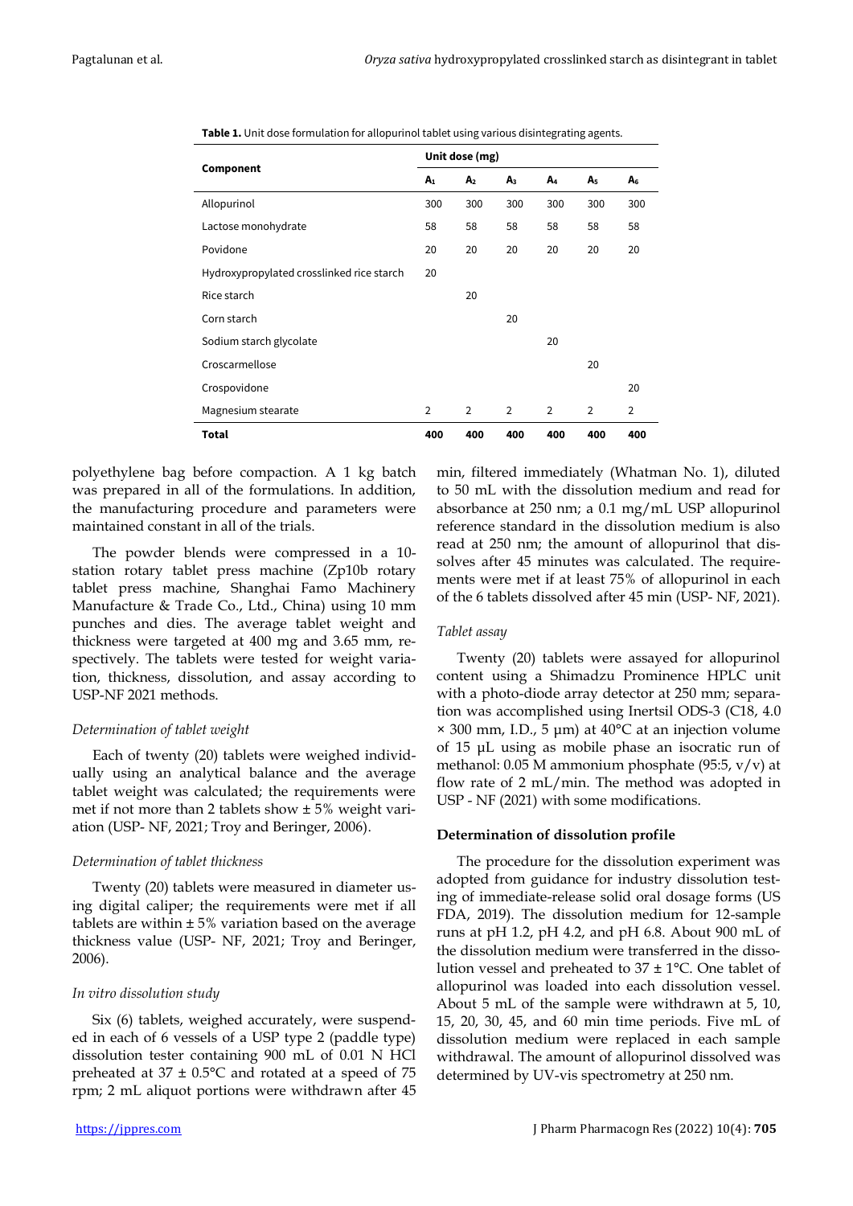**Table 1.** Unit dose formulation for allopurinol tablet using various disintegrating agents.

| Component | Unit dose (mg) | | | | | |
|---|---|---|---|---|---|---|
| | $A_1$ | $A_2$ | $A_3$ | $A_4$ | $A_5$ | $A_6$ |
| Allopurinol | 300 | 300 | 300 | 300 | 300 | 300 |
| Lactose monohydrate | 58 | 58 | 58 | 58 | 58 | 58 |
| Povidone | 20 | 20 | 20 | 20 | 20 | 20 |
| Hydroxypropylated crosslinked rice starch | 20 | | | | | |
| Rice starch | | 20 | | | | |
| Corn starch | | | 20 | | | |
| Sodium starch glycolate | | | | 20 | | |
| Croscarmellose | | | | | 20 | |
| Crospovidone | | | | | | 20 |
| Magnesium stearate | 2 | 2 | 2 | 2 | 2 | 2 |
| **Total** | **400** | **400** | **400** | **400** | **400** | **400** |

polyethylene bag before compaction. A 1 kg batch was prepared in all of the formulations. In addition, the manufacturing procedure and parameters were maintained constant in all of the trials.

The powder blends were compressed in a 10-station rotary tablet press machine (Zp10b rotary tablet press machine, Shanghai Famo Machinery Manufacture & Trade Co., Ltd., China) using 10 mm punches and dies. The average tablet weight and thickness were targeted at 400 mg and 3.65 mm, respectively. The tablets were tested for weight variation, thickness, dissolution, and assay according to USP-NF 2021 methods.

*Determination of tablet weight*

Each of twenty (20) tablets were weighed individually using an analytical balance and the average tablet weight was calculated; the requirements were met if not more than 2 tablets show ± 5% weight variation (USP- NF, 2021; Troy and Beringer, 2006).

*Determination of tablet thickness*

Twenty (20) tablets were measured in diameter using digital caliper; the requirements were met if all tablets are within ± 5% variation based on the average thickness value (USP- NF, 2021; Troy and Beringer, 2006).

*In vitro dissolution study*

Six (6) tablets, weighed accurately, were suspended in each of 6 vessels of a USP type 2 (paddle type) dissolution tester containing 900 mL of 0.01 N HCl preheated at 37 ± 0.5°C and rotated at a speed of 75 rpm; 2 mL aliquot portions were withdrawn after 45 min, filtered immediately (Whatman No. 1), diluted to 50 mL with the dissolution medium and read for absorbance at 250 nm; a 0.1 mg/mL USP allopurinol reference standard in the dissolution medium is also read at 250 nm; the amount of allopurinol that dissolves after 45 minutes was calculated. The requirements were met if at least 75% of allopurinol in each of the 6 tablets dissolved after 45 min (USP- NF, 2021).

*Tablet assay*

Twenty (20) tablets were assayed for allopurinol content using a Shimadzu Prominence HPLC unit with a photo-diode array detector at 250 mm; separation was accomplished using Inertsil ODS-3 (C18, 4.0 × 300 mm, I.D., 5 µm) at 40°C at an injection volume of 15 µL using as mobile phase an isocratic run of methanol: 0.05 M ammonium phosphate (95:5, v/v) at flow rate of 2 mL/min. The method was adopted in USP - NF (2021) with some modifications.

**Determination of dissolution profile**

The procedure for the dissolution experiment was adopted from guidance for industry dissolution testing of immediate-release solid oral dosage forms (US FDA, 2019). The dissolution medium for 12-sample runs at pH 1.2, pH 4.2, and pH 6.8. About 900 mL of the dissolution medium were transferred in the dissolution vessel and preheated to 37 ± 1°C. One tablet of allopurinol was loaded into each dissolution vessel. About 5 mL of the sample were withdrawn at 5, 10, 15, 20, 30, 45, and 60 min time periods. Five mL of dissolution medium were replaced in each sample withdrawal. The amount of allopurinol dissolved was determined by UV-vis spectrometry at 250 nm.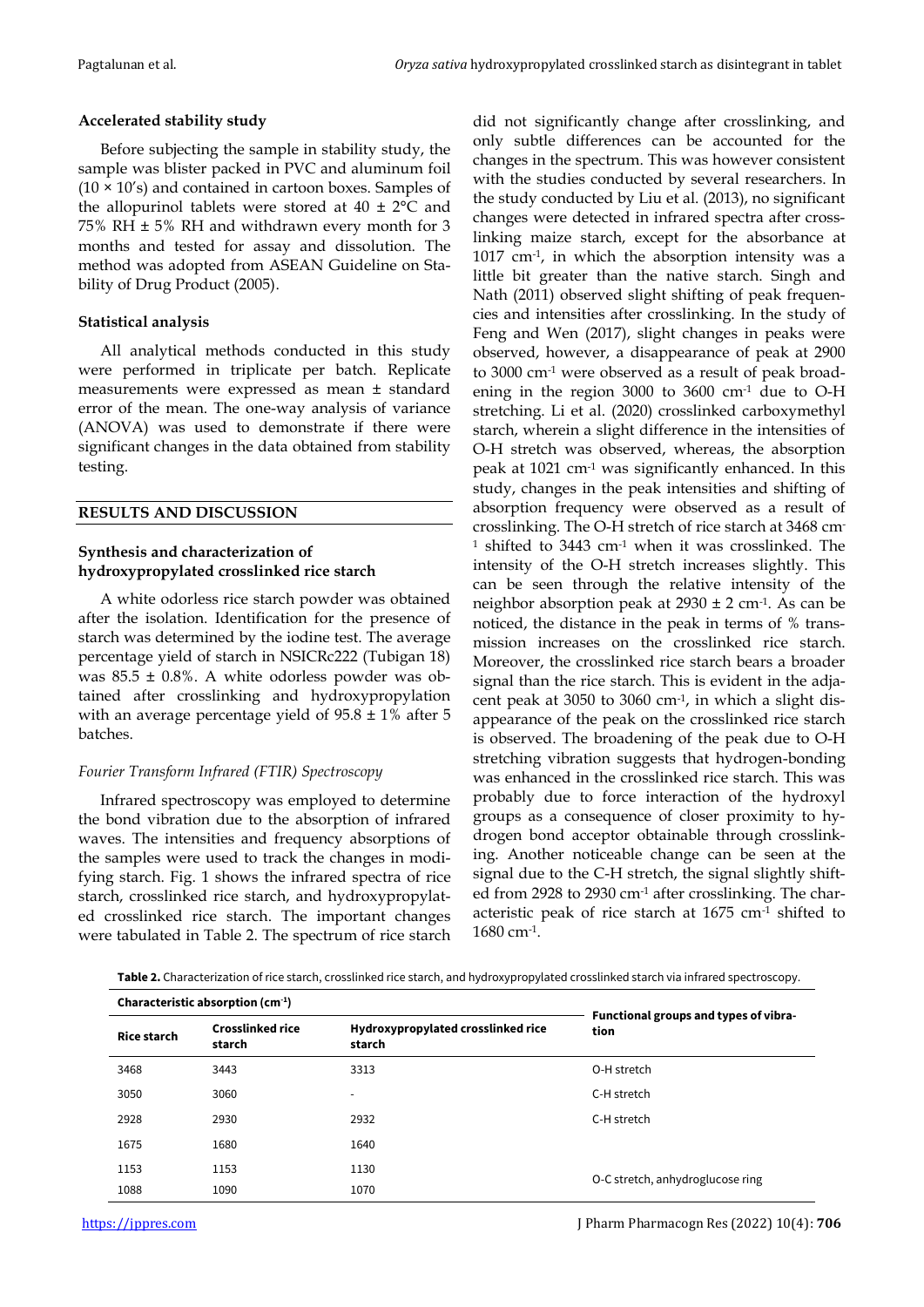### Accelerated stability study

Before subjecting the sample in stability study, the sample was blister packed in PVC and aluminum foil (10 × 10's) and contained in cartoon boxes. Samples of the allopurinol tablets were stored at 40 ± 2°C and 75% RH ± 5% RH and withdrawn every month for 3 months and tested for assay and dissolution. The method was adopted from ASEAN Guideline on Stability of Drug Product (2005).

### Statistical analysis

All analytical methods conducted in this study were performed in triplicate per batch. Replicate measurements were expressed as mean ± standard error of the mean. The one-way analysis of variance (ANOVA) was used to demonstrate if there were significant changes in the data obtained from stability testing.

## RESULTS AND DISCUSSION

### Synthesis and characterization of hydroxypropylated crosslinked rice starch

A white odorless rice starch powder was obtained after the isolation. Identification for the presence of starch was determined by the iodine test. The average percentage yield of starch in NSICRc222 (Tubigan 18) was 85.5 ± 0.8%. A white odorless powder was obtained after crosslinking and hydroxypropylation with an average percentage yield of 95.8 ± 1% after 5 batches.

#### *Fourier Transform Infrared (FTIR) Spectroscopy*

Infrared spectroscopy was employed to determine the bond vibration due to the absorption of infrared waves. The intensities and frequency absorptions of the samples were used to track the changes in modifying starch. Fig. 1 shows the infrared spectra of rice starch, crosslinked rice starch, and hydroxypropylated crosslinked rice starch. The important changes were tabulated in Table 2. The spectrum of rice starch did not significantly change after crosslinking, and only subtle differences can be accounted for the changes in the spectrum. This was however consistent with the studies conducted by several researchers. In the study conducted by Liu et al. (2013), no significant changes were detected in infrared spectra after crosslinking maize starch, except for the absorbance at 1017 $cm^{-1}$, in which the absorption intensity was a little bit greater than the native starch. Singh and Nath (2011) observed slight shifting of peak frequencies and intensities after crosslinking. In the study of Feng and Wen (2017), slight changes in peaks were observed, however, a disappearance of peak at 2900 to 3000 $cm^{-1}$ were observed as a result of peak broadening in the region 3000 to 3600 $cm^{-1}$ due to O-H stretching. Li et al. (2020) crosslinked carboxymethyl starch, wherein a slight difference in the intensities of O-H stretch was observed, whereas, the absorption peak at 1021 $cm^{-1}$ was significantly enhanced. In this study, changes in the peak intensities and shifting of absorption frequency were observed as a result of crosslinking. The O-H stretch of rice starch at 3468 $cm^{-1}$ shifted to 3443 $cm^{-1}$ when it was crosslinked. The intensity of the O-H stretch increases slightly. This can be seen through the relative intensity of the neighbor absorption peak at 2930 ± 2 $cm^{-1}$. As can be noticed, the distance in the peak in terms of % transmission increases on the crosslinked rice starch. Moreover, the crosslinked rice starch bears a broader signal than the rice starch. This is evident in the adjacent peak at 3050 to 3060 $cm^{-1}$, in which a slight disappearance of the peak on the crosslinked rice starch is observed. The broadening of the peak due to O-H stretching vibration suggests that hydrogen-bonding was enhanced in the crosslinked rice starch. This was probably due to force interaction of the hydroxyl groups as a consequence of closer proximity to hydrogen bond acceptor obtainable through crosslinking. Another noticeable change can be seen at the signal due to the C-H stretch, the signal slightly shifted from 2928 to 2930 $cm^{-1}$ after crosslinking. The characteristic peak of rice starch at 1675 $cm^{-1}$ shifted to 1680 $cm^{-1}$.

**Table 2.** Characterization of rice starch, crosslinked rice starch, and hydroxypropylated crosslinked starch via infrared spectroscopy.

| Characteristic absorption ($cm^{-1}$) | | | Functional groups and types of vibration |
|---|---|---|---|
| **Rice starch** | **Crosslinked rice starch** | **Hydroxypropylated crosslinked rice starch** | |
| 3468 | 3443 | 3313 | O-H stretch |
| 3050 | 3060 | - | C-H stretch |
| 2928 | 2930 | 2932 | C-H stretch |
| 1675 | 1680 | 1640 | |
| 1153 | 1153 | 1130 | O-C stretch, anhydroglucose ring |
| 1088 | 1090 | 1070 | |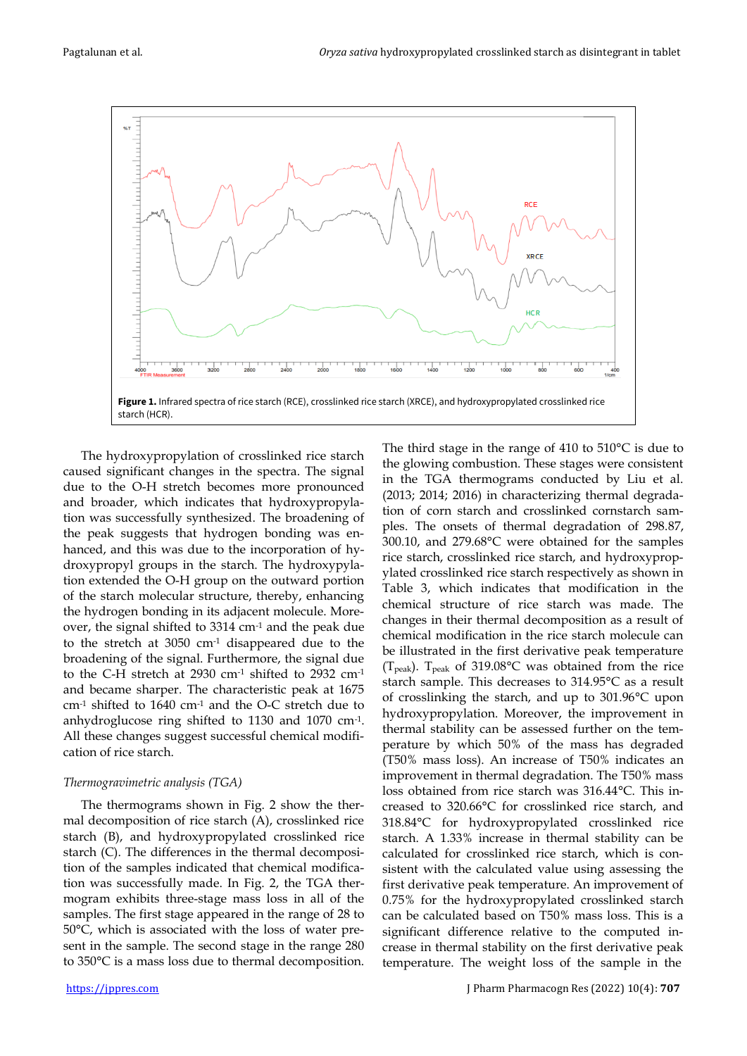Figure 1. Infrared spectra of rice starch (RCE), crosslinked rice starch (XRCE), and hydroxypropylated crosslinked rice starch (HCR).

The hydroxypropylation of crosslinked rice starch caused significant changes in the spectra. The signal due to the O-H stretch becomes more pronounced and broader, which indicates that hydroxypropylation was successfully synthesized. The broadening of the peak suggests that hydrogen bonding was enhanced, and this was due to the incorporation of hydroxypropyl groups in the starch. The hydroxypylation extended the O-H group on the outward portion of the starch molecular structure, thereby, enhancing the hydrogen bonding in its adjacent molecule. Moreover, the signal shifted to 3314 $cm^{-1}$ and the peak due to the stretch at 3050 $cm^{-1}$ disappeared due to the broadening of the signal. Furthermore, the signal due to the C-H stretch at 2930 $cm^{-1}$ shifted to 2932 $cm^{-1}$ and became sharper. The characteristic peak at 1675 $cm^{-1}$ shifted to 1640 $cm^{-1}$ and the O-C stretch due to anhydroglucose ring shifted to 1130 and 1070 $cm^{-1}$. All these changes suggest successful chemical modification of rice starch.

*Thermogravimetric analysis (TGA)*

The thermograms shown in Fig. 2 show the thermal decomposition of rice starch (A), crosslinked rice starch (B), and hydroxypropylated crosslinked rice starch (C). The differences in the thermal decomposition of the samples indicated that chemical modification was successfully made. In Fig. 2, the TGA thermogram exhibits three-stage mass loss in all of the samples. The first stage appeared in the range of 28 to 50°C, which is associated with the loss of water present in the sample. The second stage in the range 280 to 350°C is a mass loss due to thermal decomposition. The third stage in the range of 410 to 510°C is due to the glowing combustion. These stages were consistent in the TGA thermograms conducted by Liu et al. (2013; 2014; 2016) in characterizing thermal degradation of corn starch and crosslinked cornstarch samples. The onsets of thermal degradation of 298.87, 300.10, and 279.68°C were obtained for the samples rice starch, crosslinked rice starch, and hydroxypropylated crosslinked rice starch respectively as shown in Table 3, which indicates that modification in the chemical structure of rice starch was made. The changes in their thermal decomposition as a result of chemical modification in the rice starch molecule can be illustrated in the first derivative peak temperature ($T_{peak}$). $T_{peak}$ of 319.08°C was obtained from the rice starch sample. This decreases to 314.95°C as a result of crosslinking the starch, and up to 301.96°C upon hydroxypropylation. Moreover, the improvement in thermal stability can be assessed further on the temperature by which 50% of the mass has degraded (T50% mass loss). An increase of T50% indicates an improvement in thermal degradation. The T50% mass loss obtained from rice starch was 316.44°C. This increased to 320.66°C for crosslinked rice starch, and 318.84°C for hydroxypropylated crosslinked rice starch. A 1.33% increase in thermal stability can be calculated for crosslinked rice starch, which is consistent with the calculated value using assessing the first derivative peak temperature. An improvement of 0.75% for the hydroxypropylated crosslinked starch can be calculated based on T50% mass loss. This is a significant difference relative to the computed increase in thermal stability on the first derivative peak temperature. The weight loss of the sample in the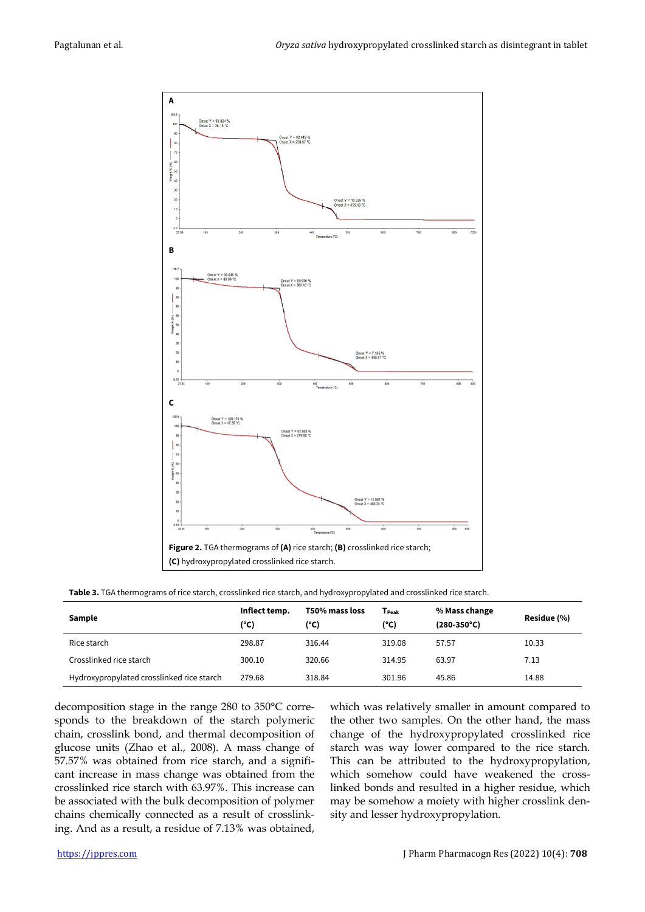**Figure 2.** TGA thermograms of **(A)** rice starch; **(B)** crosslinked rice starch; **(C)** hydroxypropylated crosslinked rice starch.

**Table 3.** TGA thermograms of rice starch, crosslinked rice starch, and hydroxypropylated and crosslinked rice starch.

| Sample | Inflect temp. (°C) | T50% mass loss (°C) | $T_{Peak}$ (°C) | % Mass change (280-350°C) | Residue (%) |
|---|---|---|---|---|---|
| Rice starch | 298.87 | 316.44 | 319.08 | 57.57 | 10.33 |
| Crosslinked rice starch | 300.10 | 320.66 | 314.95 | 63.97 | 7.13 |
| Hydroxypropylated crosslinked rice starch | 279.68 | 318.84 | 301.96 | 45.86 | 14.88 |

decomposition stage in the range 280 to 350°C corresponds to the breakdown of the starch polymeric chain, crosslink bond, and thermal decomposition of glucose units (Zhao et al., 2008). A mass change of 57.57% was obtained from rice starch, and a significant increase in mass change was obtained from the crosslinked rice starch with 63.97%. This increase can be associated with the bulk decomposition of polymer chains chemically connected as a result of crosslinking. And as a result, a residue of 7.13% was obtained, which was relatively smaller in amount compared to the other two samples. On the other hand, the mass change of the hydroxypropylated crosslinked rice starch was way lower compared to the rice starch. This can be attributed to the hydroxypropylation, which somehow could have weakened the crosslinked bonds and resulted in a higher residue, which may be somehow a moiety with higher crosslink density and lesser hydroxypropylation.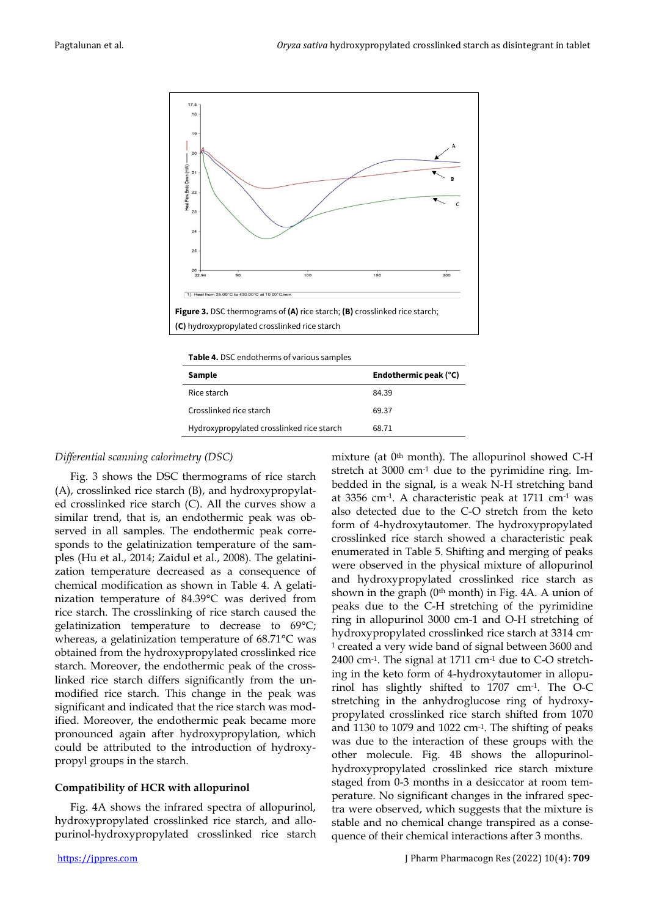Figure 3. DSC thermograms of (A) rice starch; (B) crosslinked rice starch; (C) hydroxypropylated crosslinked rice starch

Table 4. DSC endotherms of various samples

| Sample | Endothermic peak (°C) |
|---|---|
| Rice starch | 84.39 |
| Crosslinked rice starch | 69.37 |
| Hydroxypropylated crosslinked rice starch | 68.71 |

*Differential scanning calorimetry (DSC)*

Fig. 3 shows the DSC thermograms of rice starch (A), crosslinked rice starch (B), and hydroxypropylated crosslinked rice starch (C). All the curves show a similar trend, that is, an endothermic peak was observed in all samples. The endothermic peak corresponds to the gelatinization temperature of the samples (Hu et al., 2014; Zaidul et al., 2008). The gelatinization temperature decreased as a consequence of chemical modification as shown in Table 4. A gelatinization temperature of 84.39°C was derived from rice starch. The crosslinking of rice starch caused the gelatinization temperature to decrease to 69°C; whereas, a gelatinization temperature of 68.71°C was obtained from the hydroxypropylated crosslinked rice starch. Moreover, the endothermic peak of the crosslinked rice starch differs significantly from the unmodified rice starch. This change in the peak was significant and indicated that the rice starch was modified. Moreover, the endothermic peak became more pronounced again after hydroxypropylation, which could be attributed to the introduction of hydroxypropyl groups in the starch.

## Compatibility of HCR with allopurinol

Fig. 4A shows the infrared spectra of allopurinol, hydroxypropylated crosslinked rice starch, and allopurinol-hydroxypropylated crosslinked rice starch mixture (at 0th month). The allopurinol showed C-H stretch at 3000 $cm^{-1}$ due to the pyrimidine ring. Imbedded in the signal, is a weak N-H stretching band at 3356 $cm^{-1}$. A characteristic peak at 1711 $cm^{-1}$ was also detected due to the C-O stretch from the keto form of 4-hydroxytautomer. The hydroxypropylated crosslinked rice starch showed a characteristic peak enumerated in Table 5. Shifting and merging of peaks were observed in the physical mixture of allopurinol and hydroxypropylated crosslinked rice starch as shown in the graph (0th month) in Fig. 4A. A union of peaks due to the C-H stretching of the pyrimidine ring in allopurinol 3000 cm-1 and O-H stretching of hydroxypropylated crosslinked rice starch at 3314 $cm^{-1}$ created a very wide band of signal between 3600 and 2400 $cm^{-1}$. The signal at 1711 $cm^{-1}$ due to C-O stretching in the keto form of 4-hydroxytautomer in allopurinol has slightly shifted to 1707 $cm^{-1}$. The O-C stretching in the anhydroglucose ring of hydroxypropylated crosslinked rice starch shifted from 1070 and 1130 to 1079 and 1022 $cm^{-1}$. The shifting of peaks was due to the interaction of these groups with the other molecule. Fig. 4B shows the allopurinol-hydroxypropylated crosslinked rice starch mixture staged from 0-3 months in a desiccator at room temperature. No significant changes in the infrared spectra were observed, which suggests that the mixture is stable and no chemical change transpired as a consequence of their chemical interactions after 3 months.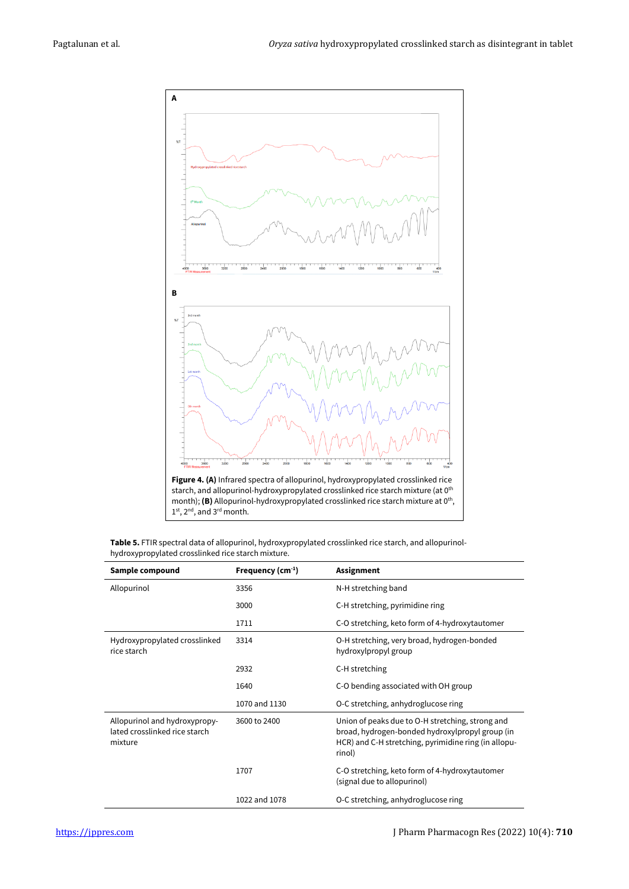**Figure 4. (A)** Infrared spectra of allopurinol, hydroxypropylated crosslinked rice starch, and allopurinol-hydroxypropylated crosslinked rice starch mixture (at $0^{th}$ month); **(B)** Allopurinol-hydroxypropylated crosslinked rice starch mixture at $0^{th}$, $1^{st}$, $2^{nd}$, and $3^{rd}$ month.

**Table 5.** FTIR spectral data of allopurinol, hydroxypropylated crosslinked rice starch, and allopurinol-hydroxypropylated crosslinked rice starch mixture.

| Sample compound | Frequency ($cm^{-1}$) | Assignment |
|---|---|---|
| Allopurinol | 3356 | N-H stretching band |
| | 3000 | C-H stretching, pyrimidine ring |
| | 1711 | C-O stretching, keto form of 4-hydroxytautomer |
| Hydroxypropylated crosslinked rice starch | 3314 | O-H stretching, very broad, hydrogen-bonded hydroxylpropyl group |
| | 2932 | C-H stretching |
| | 1640 | C-O bending associated with OH group |
| | 1070 and 1130 | O-C stretching, anhydroglucose ring |
| Allopurinol and hydroxypropylated crosslinked rice starch mixture | 3600 to 2400 | Union of peaks due to O-H stretching, strong and broad, hydrogen-bonded hydroxylpropyl group (in HCR) and C-H stretching, pyrimidine ring (in allopurinol) |
| | 1707 | C-O stretching, keto form of 4-hydroxytautomer (signal due to allopurinol) |
| | 1022 and 1078 | O-C stretching, anhydroglucose ring |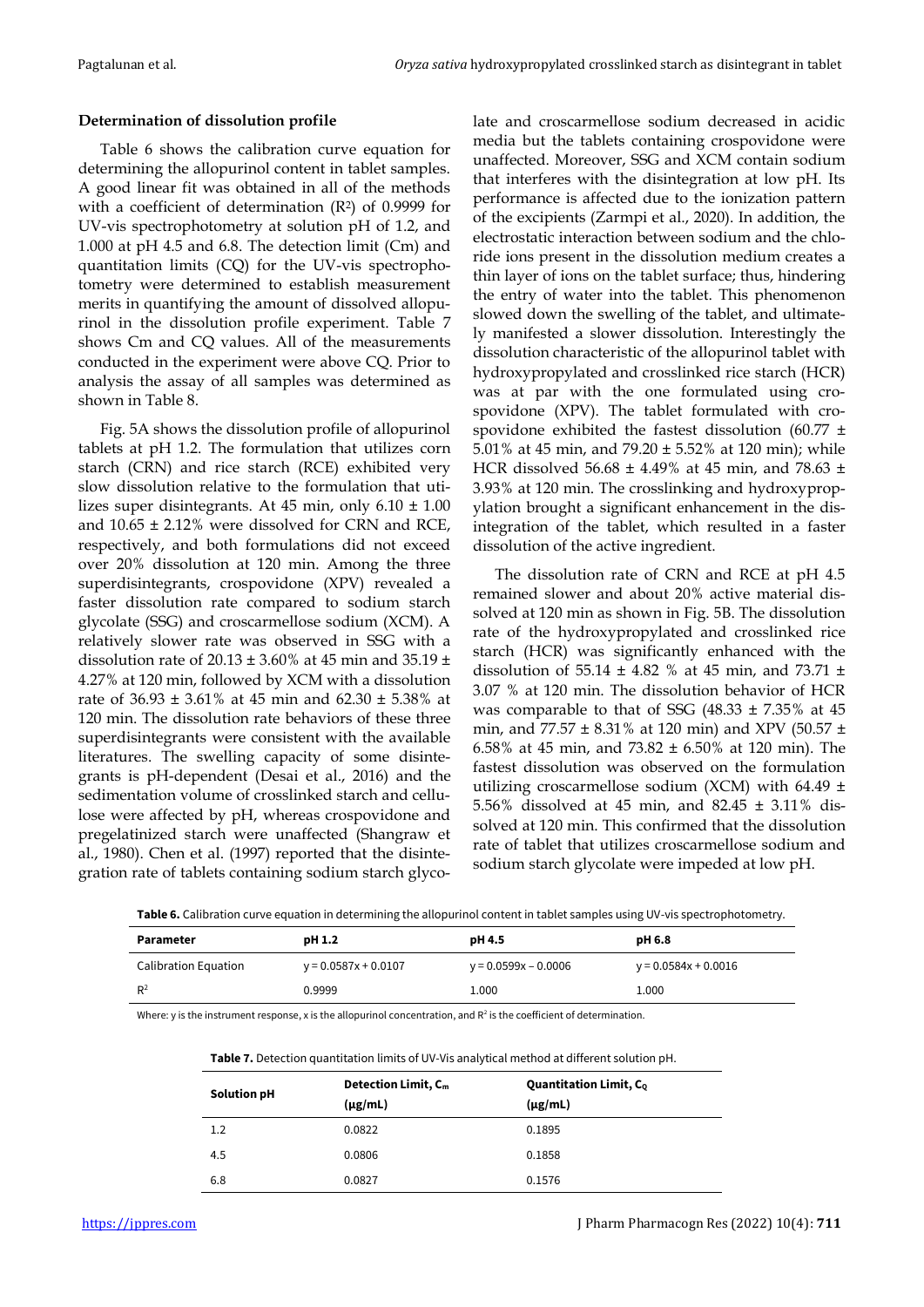### Determination of dissolution profile

Table 6 shows the calibration curve equation for determining the allopurinol content in tablet samples. A good linear fit was obtained in all of the methods with a coefficient of determination ($R^2$) of 0.9999 for UV-vis spectrophotometry at solution pH of 1.2, and 1.000 at pH 4.5 and 6.8. The detection limit (Cm) and quantitation limits (CQ) for the UV-vis spectrophotometry were determined to establish measurement merits in quantifying the amount of dissolved allopurinol in the dissolution profile experiment. Table 7 shows Cm and CQ values. All of the measurements conducted in the experiment were above CQ. Prior to analysis the assay of all samples was determined as shown in Table 8.

Fig. 5A shows the dissolution profile of allopurinol tablets at pH 1.2. The formulation that utilizes corn starch (CRN) and rice starch (RCE) exhibited very slow dissolution relative to the formulation that utilizes super disintegrants. At 45 min, only 6.10 ± 1.00 and 10.65 ± 2.12% were dissolved for CRN and RCE, respectively, and both formulations did not exceed over 20% dissolution at 120 min. Among the three superdisintegrants, crospovidone (XPV) revealed a faster dissolution rate compared to sodium starch glycolate (SSG) and croscarmellose sodium (XCM). A relatively slower rate was observed in SSG with a dissolution rate of 20.13 ± 3.60% at 45 min and 35.19 ± 4.27% at 120 min, followed by XCM with a dissolution rate of 36.93 ± 3.61% at 45 min and 62.30 ± 5.38% at 120 min. The dissolution rate behaviors of these three superdisintegrants were consistent with the available literatures. The swelling capacity of some disintegrants is pH-dependent (Desai et al., 2016) and the sedimentation volume of crosslinked starch and cellulose were affected by pH, whereas crospovidone and pregelatinized starch were unaffected (Shangraw et al., 1980). Chen et al. (1997) reported that the disintegration rate of tablets containing sodium starch glycolate and croscarmellose sodium decreased in acidic media but the tablets containing crospovidone were unaffected. Moreover, SSG and XCM contain sodium that interferes with the disintegration at low pH. Its performance is affected due to the ionization pattern of the excipients (Zarmpi et al., 2020). In addition, the electrostatic interaction between sodium and the chloride ions present in the dissolution medium creates a thin layer of ions on the tablet surface; thus, hindering the entry of water into the tablet. This phenomenon slowed down the swelling of the tablet, and ultimately manifested a slower dissolution. Interestingly the dissolution characteristic of the allopurinol tablet with hydroxypropylated and crosslinked rice starch (HCR) was at par with the one formulated using crospovidone (XPV). The tablet formulated with crospovidone exhibited the fastest dissolution (60.77 ± 5.01% at 45 min, and 79.20 ± 5.52% at 120 min); while HCR dissolved 56.68 ± 4.49% at 45 min, and 78.63 ± 3.93% at 120 min. The crosslinking and hydroxypropylation brought a significant enhancement in the disintegration of the tablet, which resulted in a faster dissolution of the active ingredient.

The dissolution rate of CRN and RCE at pH 4.5 remained slower and about 20% active material dissolved at 120 min as shown in Fig. 5B. The dissolution rate of the hydroxypropylated and crosslinked rice starch (HCR) was significantly enhanced with the dissolution of 55.14 ± 4.82 % at 45 min, and 73.71 ± 3.07 % at 120 min. The dissolution behavior of HCR was comparable to that of SSG (48.33 ± 7.35% at 45 min, and 77.57 ± 8.31% at 120 min) and XPV (50.57 ± 6.58% at 45 min, and 73.82 ± 6.50% at 120 min). The fastest dissolution was observed on the formulation utilizing croscarmellose sodium (XCM) with 64.49 ± 5.56% dissolved at 45 min, and 82.45 ± 3.11% dissolved at 120 min. This confirmed that the dissolution rate of tablet that utilizes croscarmellose sodium and sodium starch glycolate were impeded at low pH.

**Table 6.** Calibration curve equation in determining the allopurinol content in tablet samples using UV-vis spectrophotometry.

| Parameter | pH 1.2 | pH 4.5 | pH 6.8 |
|---|---|---|---|
| Calibration Equation | $y = 0.0587x + 0.0107$ | $y = 0.0599x - 0.0006$ | $y = 0.0584x + 0.0016$ |
| $R^2$ | 0.9999 | 1.000 | 1.000 |

Where: y is the instrument response, x is the allopurinol concentration, and $R^2$ is the coefficient of determination.

**Table 7.** Detection quantitation limits of UV-Vis analytical method at different solution pH.

| Solution pH | Detection Limit, $C_m$ (μg/mL) | Quantitation Limit, $C_Q$ (μg/mL) |
|---|---|---|
| 1.2 | 0.0822 | 0.1895 |
| 4.5 | 0.0806 | 0.1858 |
| 6.8 | 0.0827 | 0.1576 |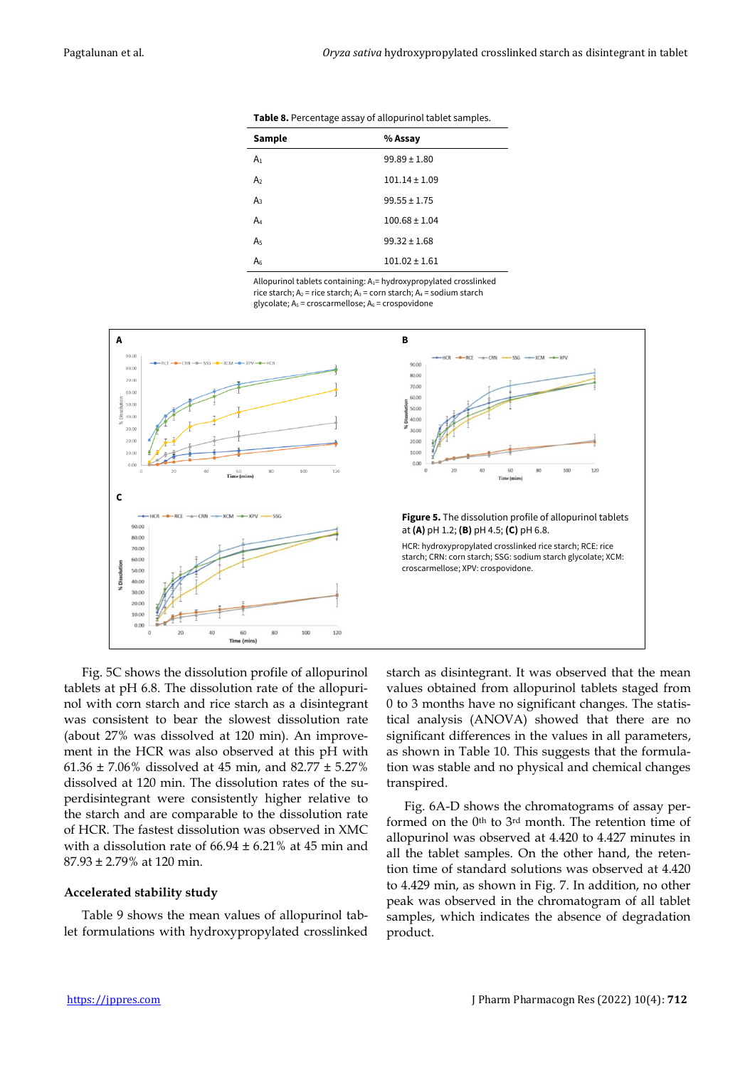**Table 8.** Percentage assay of allopurinol tablet samples.

| Sample | % Assay |
|---|---|
| $A_1$ | 99.89 ± 1.80 |
| $A_2$ | 101.14 ± 1.09 |
| $A_3$ | 99.55 ± 1.75 |
| $A_4$ | 100.68 ± 1.04 |
| $A_5$ | 99.32 ± 1.68 |
| $A_6$ | 101.02 ± 1.61 |

Allopurinol tablets containing: $A_1$= hydroxypropylated crosslinked rice starch; $A_2$ = rice starch; $A_3$ = corn starch; $A_4$ = sodium starch glycolate; $A_5$ = croscarmellose; $A_6$ = crospovidone

**Figure 5.** The dissolution profile of allopurinol tablets at **(A)** pH 1.2; **(B)** pH 4.5; **(C)** pH 6.8.

HCR: hydroxypropylated crosslinked rice starch; RCE: rice starch; CRN: corn starch; SSG: sodium starch glycolate; XCM: croscarmellose; XPV: crospovidone.

Fig. 5C shows the dissolution profile of allopurinol tablets at pH 6.8. The dissolution rate of the allopurinol with corn starch and rice starch as a disintegrant was consistent to bear the slowest dissolution rate (about 27% was dissolved at 120 min). An improvement in the HCR was also observed at this pH with 61.36 ± 7.06% dissolved at 45 min, and 82.77 ± 5.27% dissolved at 120 min. The dissolution rates of the superdisintegrant were consistently higher relative to the starch and are comparable to the dissolution rate of HCR. The fastest dissolution was observed in XMC with a dissolution rate of 66.94 ± 6.21% at 45 min and 87.93 ± 2.79% at 120 min.

### Accelerated stability study

Table 9 shows the mean values of allopurinol tablet formulations with hydroxypropylated crosslinked starch as disintegrant. It was observed that the mean values obtained from allopurinol tablets staged from 0 to 3 months have no significant changes. The statistical analysis (ANOVA) showed that there are no significant differences in the values in all parameters, as shown in Table 10. This suggests that the formulation was stable and no physical and chemical changes transpired.

Fig. 6A-D shows the chromatograms of assay performed on the 0th to 3rd month. The retention time of allopurinol was observed at 4.420 to 4.427 minutes in all the tablet samples. On the other hand, the retention time of standard solutions was observed at 4.420 to 4.429 min, as shown in Fig. 7. In addition, no other peak was observed in the chromatogram of all tablet samples, which indicates the absence of degradation product.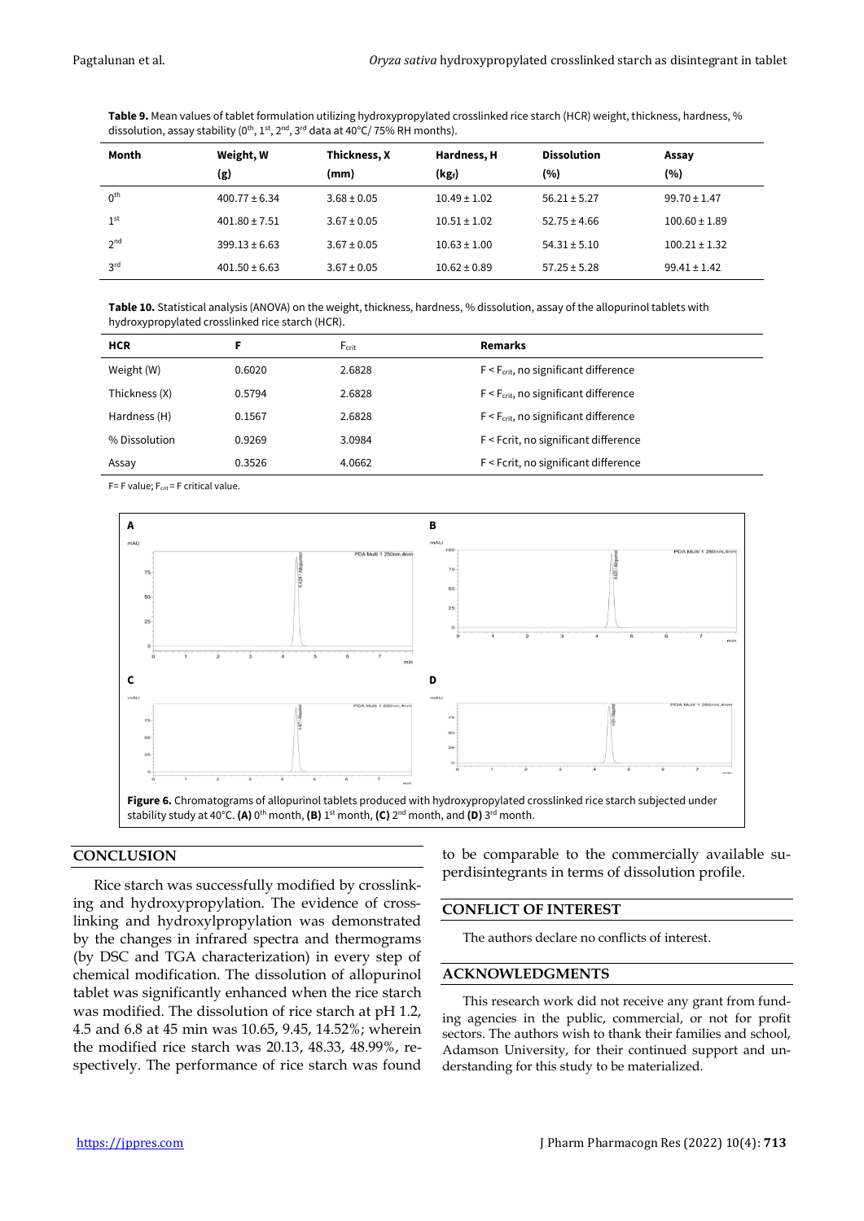**Table 9.** Mean values of tablet formulation utilizing hydroxypropylated crosslinked rice starch (HCR) weight, thickness, hardness, % dissolution, assay stability (0th, 1st, 2nd, 3rd data at 40°C/ 75% RH months).

| Month | Weight, W (g) | Thickness, X (mm) | Hardness, H ($kg_f$) | Dissolution (%) | Assay (%) |
|---|---|---|---|---|---|
| 0th | 400.77 ± 6.34 | 3.68 ± 0.05 | 10.49 ± 1.02 | 56.21 ± 5.27 | 99.70 ± 1.47 |
| 1st | 401.80 ± 7.51 | 3.67 ± 0.05 | 10.51 ± 1.02 | 52.75 ± 4.66 | 100.60 ± 1.89 |
| 2nd | 399.13 ± 6.63 | 3.67 ± 0.05 | 10.63 ± 1.00 | 54.31 ± 5.10 | 100.21 ± 1.32 |
| 3rd | 401.50 ± 6.63 | 3.67 ± 0.05 | 10.62 ± 0.89 | 57.25 ± 5.28 | 99.41 ± 1.42 |

**Table 10.** Statistical analysis (ANOVA) on the weight, thickness, hardness, % dissolution, assay of the allopurinol tablets with hydroxypropylated crosslinked rice starch (HCR).

| HCR | F | $F_{crit}$ | Remarks |
|---|---|---|---|
| Weight (W) | 0.6020 | 2.6828 | $F < F_{crit}$, no significant difference |
| Thickness (X) | 0.5794 | 2.6828 | $F < F_{crit}$, no significant difference |
| Hardness (H) | 0.1567 | 2.6828 | $F < F_{crit}$, no significant difference |
| % Dissolution | 0.9269 | 3.0984 | F < Fcrit, no significant difference |
| Assay | 0.3526 | 4.0662 | F < Fcrit, no significant difference |

F= F value; $F_{crit}$ = F critical value.

**Figure 6.** Chromatograms of allopurinol tablets produced with hydroxypropylated crosslinked rice starch subjected under stability study at 40°C. **(A)** 0th month, **(B)** 1st month, **(C)** 2nd month, and **(D)** 3rd month.

## CONCLUSION

Rice starch was successfully modified by crosslinking and hydroxypropylation. The evidence of crosslinking and hydroxylpropylation was demonstrated by the changes in infrared spectra and thermograms (by DSC and TGA characterization) in every step of chemical modification. The dissolution of allopurinol tablet was significantly enhanced when the rice starch was modified. The dissolution of rice starch at pH 1.2, 4.5 and 6.8 at 45 min was 10.65, 9.45, 14.52%; wherein the modified rice starch was 20.13, 48.33, 48.99%, respectively. The performance of rice starch was found to be comparable to the commercially available superdisintegrants in terms of dissolution profile.

## CONFLICT OF INTEREST

The authors declare no conflicts of interest.

## ACKNOWLEDGMENTS

This research work did not receive any grant from funding agencies in the public, commercial, or not for profit sectors. The authors wish to thank their families and school, Adamson University, for their continued support and understanding for this study to be materialized.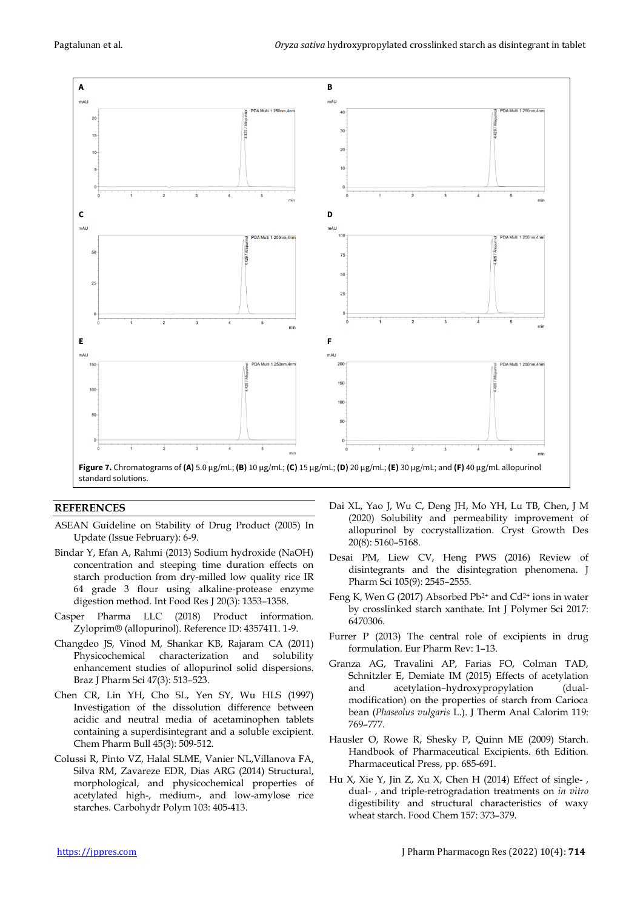**Figure 7.** Chromatograms of **(A)** 5.0 µg/mL; **(B)** 10 µg/mL; **(C)** 15 µg/mL; **(D)** 20 µg/mL; **(E)** 30 µg/mL; and **(F)** 40 µg/mL allopurinol standard solutions.

## REFERENCES

ASEAN Guideline on Stability of Drug Product (2005) In Update (Issue February): 6-9.

Bindar Y, Efan A, Rahmi (2013) Sodium hydroxide (NaOH) concentration and steeping time duration effects on starch production from dry-milled low quality rice IR 64 grade 3 flour using alkaline-protease enzyme digestion method. Int Food Res J 20(3): 1353–1358.

Casper Pharma LLC (2018) Product information. Zyloprim® (allopurinol). Reference ID: 4357411. 1-9.

Changdeo JS, Vinod M, Shankar KB, Rajaram CA (2011) Physicochemical characterization and solubility enhancement studies of allopurinol solid dispersions. Braz J Pharm Sci 47(3): 513–523.

Chen CR, Lin YH, Cho SL, Yen SY, Wu HLS (1997) Investigation of the dissolution difference between acidic and neutral media of acetaminophen tablets containing a superdisintegrant and a soluble excipient. Chem Pharm Bull 45(3): 509-512.

Colussi R, Pinto VZ, Halal SLME, Vanier NL,Villanova FA, Silva RM, Zavareze EDR, Dias ARG (2014) Structural, morphological, and physicochemical properties of acetylated high-, medium-, and low-amylose rice starches. Carbohydr Polym 103: 405-413.

Dai XL, Yao J, Wu C, Deng JH, Mo YH, Lu TB, Chen, J M (2020) Solubility and permeability improvement of allopurinol by cocrystallization. Cryst Growth Des 20(8): 5160–5168.

Desai PM, Liew CV, Heng PWS (2016) Review of disintegrants and the disintegration phenomena. J Pharm Sci 105(9): 2545–2555.

Feng K, Wen G (2017) Absorbed $Pb^{2+}$ and $Cd^{2+}$ ions in water by crosslinked starch xanthate. Int J Polymer Sci 2017: 6470306.

Furrer P (2013) The central role of excipients in drug formulation. Eur Pharm Rev: 1–13.

Granza AG, Travalini AP, Farias FO, Colman TAD, Schnitzler E, Demiate IM (2015) Effects of acetylation and acetylation–hydroxypropylation (dual-modification) on the properties of starch from Carioca bean (*Phaseolus vulgaris* L.). J Therm Anal Calorim 119: 769–777.

Hausler O, Rowe R, Shesky P, Quinn ME (2009) Starch. Handbook of Pharmaceutical Excipients. 6th Edition. Pharmaceutical Press, pp. 685-691.

Hu X, Xie Y, Jin Z, Xu X, Chen H (2014) Effect of single- , dual- , and triple-retrogradation treatments on *in vitro* digestibility and structural characteristics of waxy wheat starch. Food Chem 157: 373–379.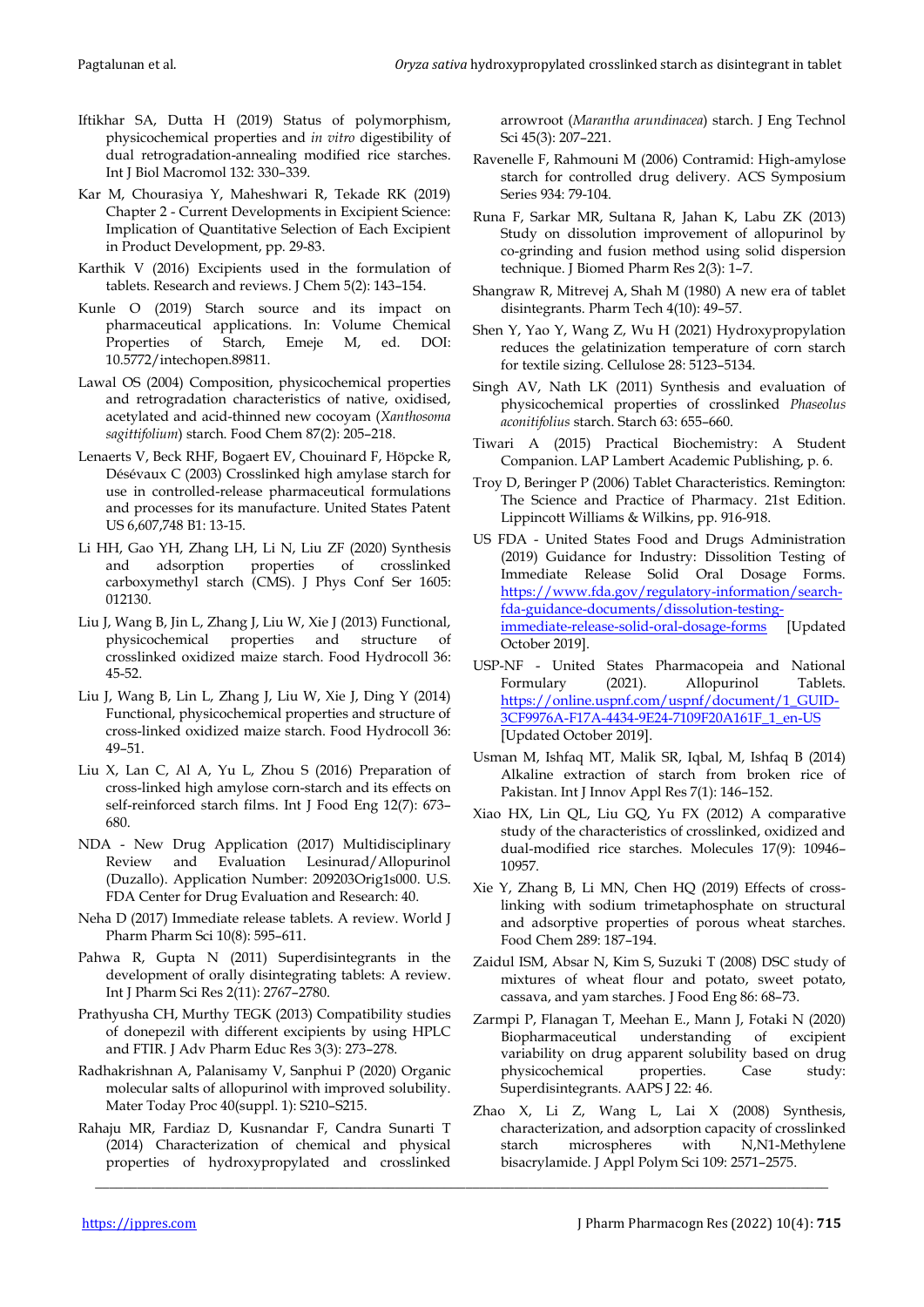Iftikhar SA, Dutta H (2019) Status of polymorphism, physicochemical properties and *in vitro* digestibility of dual retrogradation-annealing modified rice starches. Int J Biol Macromol 132: 330–339.

Kar M, Chourasiya Y, Maheshwari R, Tekade RK (2019) Chapter 2 - Current Developments in Excipient Science: Implication of Quantitative Selection of Each Excipient in Product Development, pp. 29-83.

Karthik V (2016) Excipients used in the formulation of tablets. Research and reviews. J Chem 5(2): 143–154.

Kunle O (2019) Starch source and its impact on pharmaceutical applications. In: Volume Chemical Properties of Starch, Emeje M, ed. DOI: 10.5772/intechopen.89811.

Lawal OS (2004) Composition, physicochemical properties and retrogradation characteristics of native, oxidised, acetylated and acid-thinned new cocoyam (*Xanthosoma sagittifolium*) starch. Food Chem 87(2): 205–218.

Lenaerts V, Beck RHF, Bogaert EV, Chouinard F, Höpcke R, Désévaux C (2003) Crosslinked high amylase starch for use in controlled-release pharmaceutical formulations and processes for its manufacture. United States Patent US 6,607,748 B1: 13-15.

Li HH, Gao YH, Zhang LH, Li N, Liu ZF (2020) Synthesis and adsorption properties of crosslinked carboxymethyl starch (CMS). J Phys Conf Ser 1605: 012130.

Liu J, Wang B, Jin L, Zhang J, Liu W, Xie J (2013) Functional, physicochemical properties and structure of crosslinked oxidized maize starch. Food Hydrocoll 36: 45-52.

Liu J, Wang B, Lin L, Zhang J, Liu W, Xie J, Ding Y (2014) Functional, physicochemical properties and structure of cross-linked oxidized maize starch. Food Hydrocoll 36: 49–51.

Liu X, Lan C, Al A, Yu L, Zhou S (2016) Preparation of cross-linked high amylose corn-starch and its effects on self-reinforced starch films. Int J Food Eng 12(7): 673–680.

NDA - New Drug Application (2017) Multidisciplinary Review and Evaluation Lesinurad/Allopurinol (Duzallo). Application Number: 209203Orig1s000. U.S. FDA Center for Drug Evaluation and Research: 40.

Neha D (2017) Immediate release tablets. A review. World J Pharm Pharm Sci 10(8): 595–611.

Pahwa R, Gupta N (2011) Superdisintegrants in the development of orally disintegrating tablets: A review. Int J Pharm Sci Res 2(11): 2767–2780.

Prathyusha CH, Murthy TEGK (2013) Compatibility studies of donepezil with different excipients by using HPLC and FTIR. J Adv Pharm Educ Res 3(3): 273–278.

Radhakrishnan A, Palanisamy V, Sanphui P (2020) Organic molecular salts of allopurinol with improved solubility. Mater Today Proc 40(suppl. 1): S210–S215.

Rahaju MR, Fardiaz D, Kusnandar F, Candra Sunarti T (2014) Characterization of chemical and physical properties of hydroxypropylated and crosslinked arrowroot (*Marantha arundinacea*) starch. J Eng Technol Sci 45(3): 207–221.

Ravenelle F, Rahmouni M (2006) Contramid: High-amylose starch for controlled drug delivery. ACS Symposium Series 934: 79-104.

Runa F, Sarkar MR, Sultana R, Jahan K, Labu ZK (2013) Study on dissolution improvement of allopurinol by co-grinding and fusion method using solid dispersion technique. J Biomed Pharm Res 2(3): 1–7.

Shangraw R, Mitrevej A, Shah M (1980) A new era of tablet disintegrants. Pharm Tech 4(10): 49–57.

Shen Y, Yao Y, Wang Z, Wu H (2021) Hydroxypropylation reduces the gelatinization temperature of corn starch for textile sizing. Cellulose 28: 5123–5134.

Singh AV, Nath LK (2011) Synthesis and evaluation of physicochemical properties of crosslinked *Phaseolus aconitifolius* starch. Starch 63: 655–660.

Tiwari A (2015) Practical Biochemistry: A Student Companion. LAP Lambert Academic Publishing, p. 6.

Troy D, Beringer P (2006) Tablet Characteristics. Remington: The Science and Practice of Pharmacy. 21st Edition. Lippincott Williams & Wilkins, pp. 916-918.

US FDA - United States Food and Drugs Administration (2019) Guidance for Industry: Dissolution Testing of Immediate Release Solid Oral Dosage Forms. https://www.fda.gov/regulatory-information/search-fda-guidance-documents/dissolution-testing-immediate-release-solid-oral-dosage-forms [Updated October 2019].

USP-NF - United States Pharmacopeia and National Formulary (2021). Allopurinol Tablets. https://online.uspnf.com/uspnf/document/1_GUID-3CF9976A-F17A-4434-9E24-7109F20A161F_1_en-US [Updated October 2019].

Usman M, Ishfaq MT, Malik SR, Iqbal, M, Ishfaq B (2014) Alkaline extraction of starch from broken rice of Pakistan. Int J Innov Appl Res 7(1): 146–152.

Xiao HX, Lin QL, Liu GQ, Yu FX (2012) A comparative study of the characteristics of crosslinked, oxidized and dual-modified rice starches. Molecules 17(9): 10946–10957.

Xie Y, Zhang B, Li MN, Chen HQ (2019) Effects of cross-linking with sodium trimetaphosphate on structural and adsorptive properties of porous wheat starches. Food Chem 289: 187–194.

Zaidul ISM, Absar N, Kim S, Suzuki T (2008) DSC study of mixtures of wheat flour and potato, sweet potato, cassava, and yam starches. J Food Eng 86: 68–73.

Zarmpi P, Flanagan T, Meehan E., Mann J, Fotaki N (2020) Biopharmaceutical understanding of excipient variability on drug apparent solubility based on drug physicochemical properties. Case study: Superdisintegrants. AAPS J 22: 46.

Zhao X, Li Z, Wang L, Lai X (2008) Synthesis, characterization, and adsorption capacity of crosslinked starch microspheres with N,N1-Methylene bisacrylamide. J Appl Polym Sci 109: 2571–2575.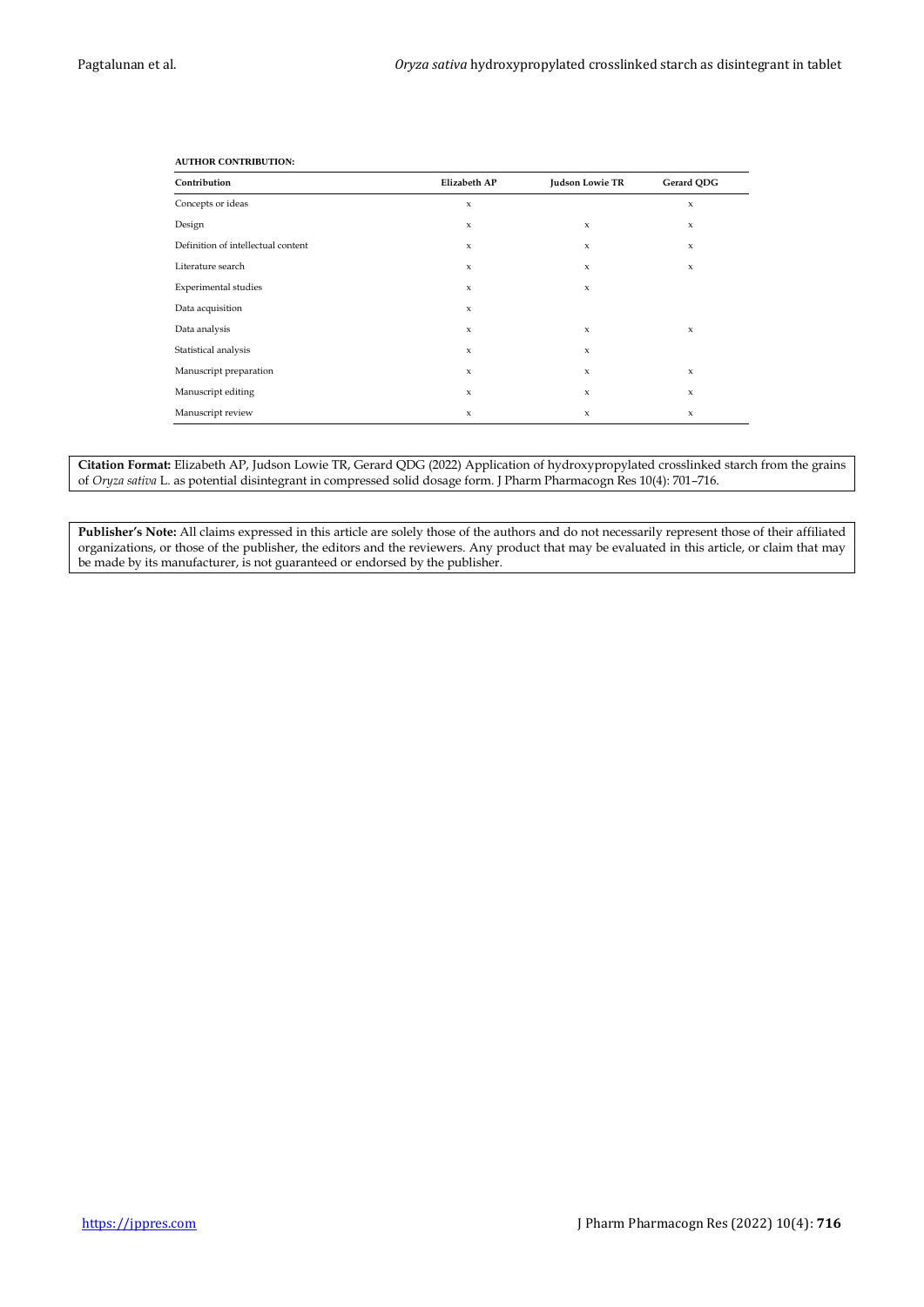**AUTHOR CONTRIBUTION:**

| Contribution | Elizabeth AP | Judson Lowie TR | Gerard QDG |
| --- | --- | --- | --- |
| Concepts or ideas | x | | x |
| Design | x | x | x |
| Definition of intellectual content | x | x | x |
| Literature search | x | x | x |
| Experimental studies | x | x | |
| Data acquisition | x | | |
| Data analysis | x | x | x |
| Statistical analysis | x | x | |
| Manuscript preparation | x | x | x |
| Manuscript editing | x | x | x |
| Manuscript review | x | x | x |

**Citation Format:** Elizabeth AP, Judson Lowie TR, Gerard QDG (2022) Application of hydroxypropylated crosslinked starch from the grains of *Oryza sativa* L. as potential disintegrant in compressed solid dosage form. J Pharm Pharmacogn Res 10(4): 701–716.

**Publisher's Note:** All claims expressed in this article are solely those of the authors and do not necessarily represent those of their affiliated organizations, or those of the publisher, the editors and the reviewers. Any product that may be evaluated in this article, or claim that may be made by its manufacturer, is not guaranteed or endorsed by the publisher.